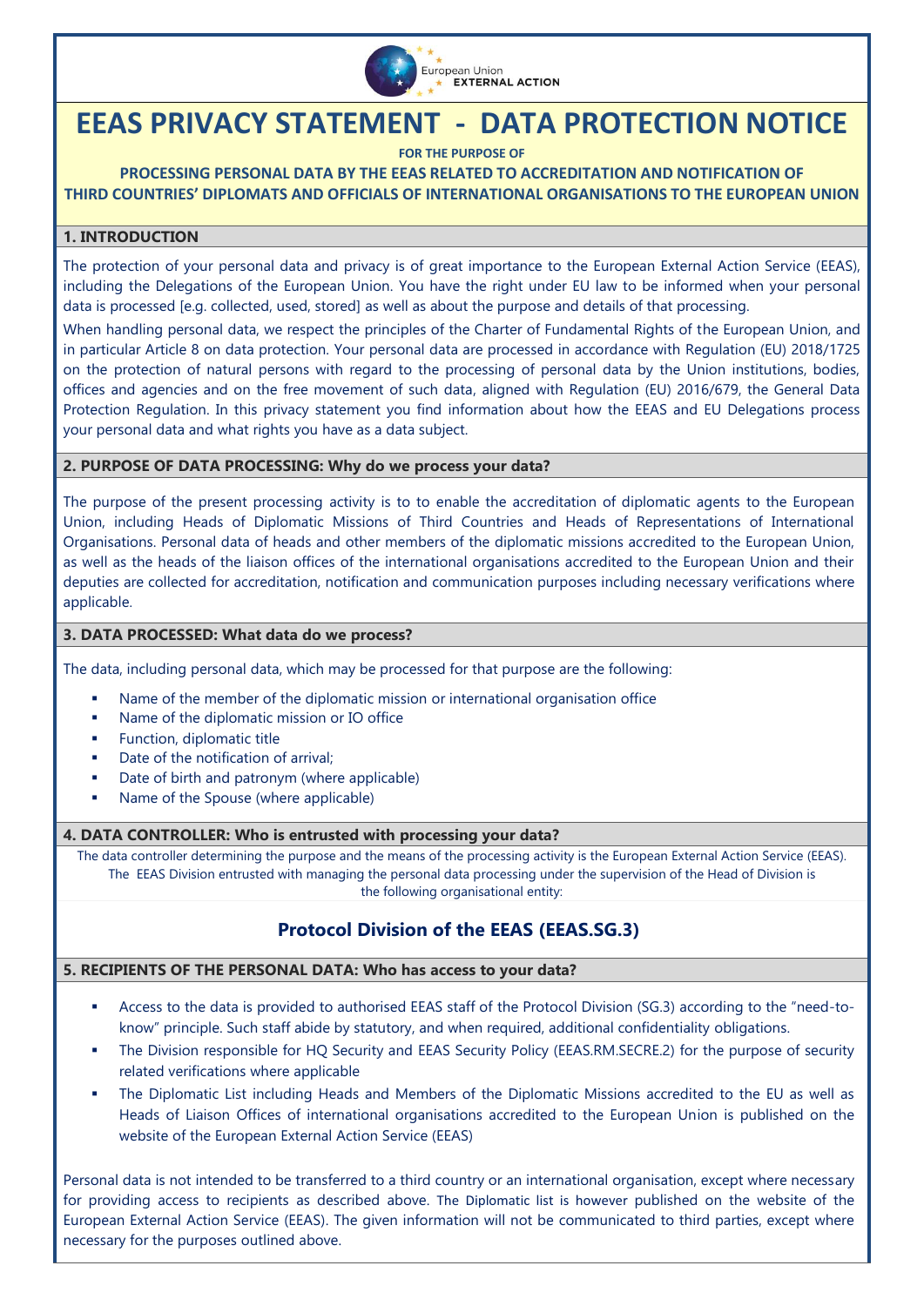European Union
EXTERNAL ACTION

# EEAS PRIVACY STATEMENT - DATA PROTECTION NOTICE

**FOR THE PURPOSE OF**

**PROCESSING PERSONAL DATA BY THE EEAS RELATED TO ACCREDITATION AND NOTIFICATION OF THIRD COUNTRIES' DIPLOMATS AND OFFICIALS OF INTERNATIONAL ORGANISATIONS TO THE EUROPEAN UNION**

## 1. INTRODUCTION

The protection of your personal data and privacy is of great importance to the European External Action Service (EEAS), including the Delegations of the European Union. You have the right under EU law to be informed when your personal data is processed [e.g. collected, used, stored] as well as about the purpose and details of that processing.

When handling personal data, we respect the principles of the Charter of Fundamental Rights of the European Union, and in particular Article 8 on data protection. Your personal data are processed in accordance with Regulation (EU) 2018/1725 on the protection of natural persons with regard to the processing of personal data by the Union institutions, bodies, offices and agencies and on the free movement of such data, aligned with Regulation (EU) 2016/679, the General Data Protection Regulation. In this privacy statement you find information about how the EEAS and EU Delegations process your personal data and what rights you have as a data subject.

## 2. PURPOSE OF DATA PROCESSING: Why do we process your data?

The purpose of the present processing activity is to to enable the accreditation of diplomatic agents to the European Union, including Heads of Diplomatic Missions of Third Countries and Heads of Representations of International Organisations. Personal data of heads and other members of the diplomatic missions accredited to the European Union, as well as the heads of the liaison offices of the international organisations accredited to the European Union and their deputies are collected for accreditation, notification and communication purposes including necessary verifications where applicable.

## 3. DATA PROCESSED: What data do we process?

The data, including personal data, which may be processed for that purpose are the following:

- Name of the member of the diplomatic mission or international organisation office
- Name of the diplomatic mission or IO office
- Function, diplomatic title
- Date of the notification of arrival;
- Date of birth and patronym (where applicable)
- Name of the Spouse (where applicable)

## 4. DATA CONTROLLER: Who is entrusted with processing your data?

The data controller determining the purpose and the means of the processing activity is the European External Action Service (EEAS). The EEAS Division entrusted with managing the personal data processing under the supervision of the Head of Division is the following organisational entity:

**Protocol Division of the EEAS (EEAS.SG.3)**

## 5. RECIPIENTS OF THE PERSONAL DATA: Who has access to your data?

- Access to the data is provided to authorised EEAS staff of the Protocol Division (SG.3) according to the "need-to-know" principle. Such staff abide by statutory, and when required, additional confidentiality obligations.
- The Division responsible for HQ Security and EEAS Security Policy (EEAS.RM.SECRE.2) for the purpose of security related verifications where applicable
- The Diplomatic List including Heads and Members of the Diplomatic Missions accredited to the EU as well as Heads of Liaison Offices of international organisations accredited to the European Union is published on the website of the European External Action Service (EEAS)

Personal data is not intended to be transferred to a third country or an international organisation, except where necessary for providing access to recipients as described above. The Diplomatic list is however published on the website of the European External Action Service (EEAS). The given information will not be communicated to third parties, except where necessary for the purposes outlined above.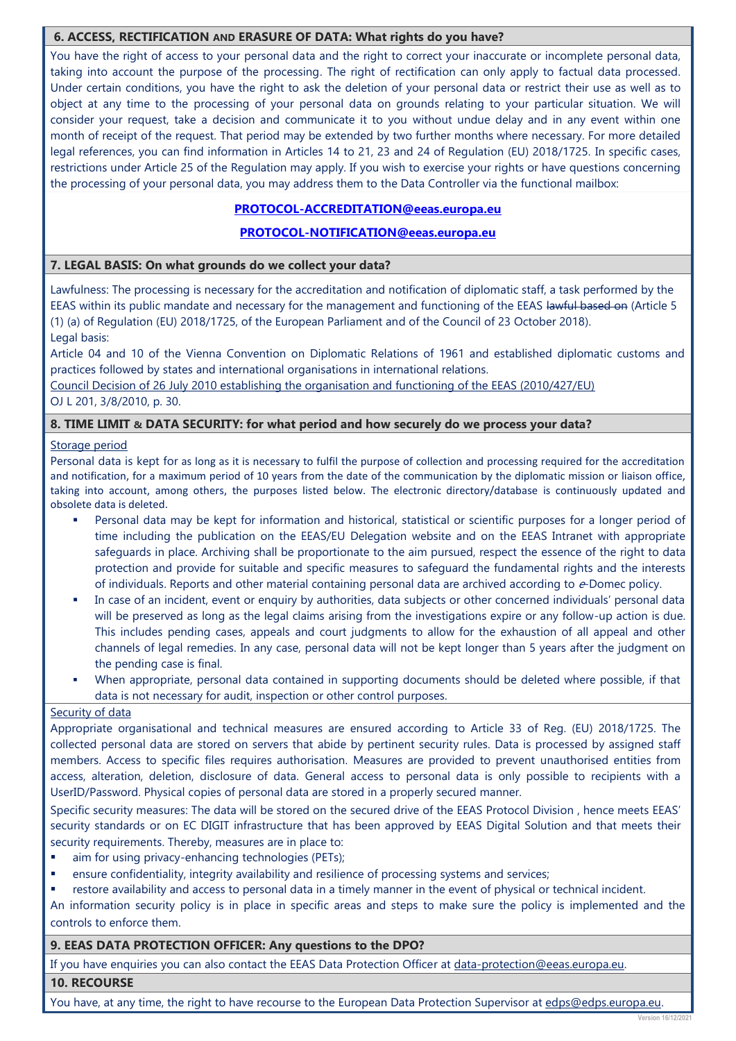## 6. ACCESS, RECTIFICATION AND ERASURE OF DATA: What rights do you have?

You have the right of access to your personal data and the right to correct your inaccurate or incomplete personal data, taking into account the purpose of the processing. The right of rectification can only apply to factual data processed. Under certain conditions, you have the right to ask the deletion of your personal data or restrict their use as well as to object at any time to the processing of your personal data on grounds relating to your particular situation. We will consider your request, take a decision and communicate it to you without undue delay and in any event within one month of receipt of the request. That period may be extended by two further months where necessary. For more detailed legal references, you can find information in Articles 14 to 21, 23 and 24 of Regulation (EU) 2018/1725. In specific cases, restrictions under Article 25 of the Regulation may apply. If you wish to exercise your rights or have questions concerning the processing of your personal data, you may address them to the Data Controller via the functional mailbox:

**PROTOCOL-ACCREDITATION@eeas.europa.eu**

**PROTOCOL-NOTIFICATION@eeas.europa.eu**

## 7. LEGAL BASIS: On what grounds do we collect your data?

Lawfulness: The processing is necessary for the accreditation and notification of diplomatic staff, a task performed by the EEAS within its public mandate and necessary for the management and functioning of the EEAS ~~lawful based on~~ (Article 5 (1) (a) of Regulation (EU) 2018/1725, of the European Parliament and of the Council of 23 October 2018).

Legal basis:

Article 04 and 10 of the Vienna Convention on Diplomatic Relations of 1961 and established diplomatic customs and practices followed by states and international organisations in international relations.

Council Decision of 26 July 2010 establishing the organisation and functioning of the EEAS (2010/427/EU)
OJ L 201, 3/8/2010, p. 30.

## 8. TIME LIMIT & DATA SECURITY: for what period and how securely do we process your data?

Storage period

Personal data is kept for as long as it is necessary to fulfil the purpose of collection and processing required for the accreditation and notification, for a maximum period of 10 years from the date of the communication by the diplomatic mission or liaison office, taking into account, among others, the purposes listed below. The electronic directory/database is continuously updated and obsolete data is deleted.

- Personal data may be kept for information and historical, statistical or scientific purposes for a longer period of time including the publication on the EEAS/EU Delegation website and on the EEAS Intranet with appropriate safeguards in place. Archiving shall be proportionate to the aim pursued, respect the essence of the right to data protection and provide for suitable and specific measures to safeguard the fundamental rights and the interests of individuals. Reports and other material containing personal data are archived according to *e*-Domec policy.
- In case of an incident, event or enquiry by authorities, data subjects or other concerned individuals' personal data will be preserved as long as the legal claims arising from the investigations expire or any follow-up action is due. This includes pending cases, appeals and court judgments to allow for the exhaustion of all appeal and other channels of legal remedies. In any case, personal data will not be kept longer than 5 years after the judgment on the pending case is final.
- When appropriate, personal data contained in supporting documents should be deleted where possible, if that data is not necessary for audit, inspection or other control purposes.

Security of data

Appropriate organisational and technical measures are ensured according to Article 33 of Reg. (EU) 2018/1725. The collected personal data are stored on servers that abide by pertinent security rules. Data is processed by assigned staff members. Access to specific files requires authorisation. Measures are provided to prevent unauthorised entities from access, alteration, deletion, disclosure of data. General access to personal data is only possible to recipients with a UserID/Password. Physical copies of personal data are stored in a properly secured manner.

Specific security measures: The data will be stored on the secured drive of the EEAS Protocol Division , hence meets EEAS' security standards or on EC DIGIT infrastructure that has been approved by EEAS Digital Solution and that meets their security requirements. Thereby, measures are in place to:

- aim for using privacy-enhancing technologies (PETs);
- ensure confidentiality, integrity availability and resilience of processing systems and services;
- restore availability and access to personal data in a timely manner in the event of physical or technical incident.

An information security policy is in place in specific areas and steps to make sure the policy is implemented and the controls to enforce them.

## 9. EEAS DATA PROTECTION OFFICER: Any questions to the DPO?

If you have enquiries you can also contact the EEAS Data Protection Officer at data-protection@eeas.europa.eu.

## 10. RECOURSE

You have, at any time, the right to have recourse to the European Data Protection Supervisor at edps@edps.europa.eu.

Version 16/12/2021